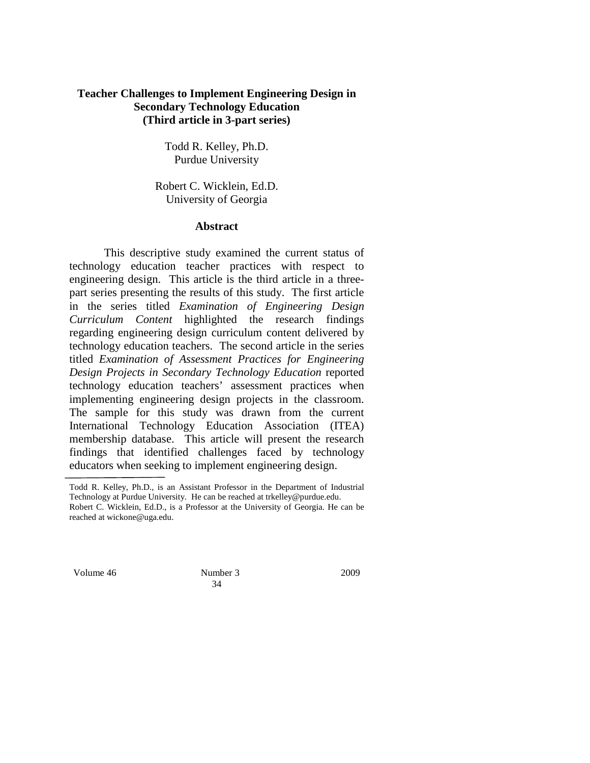# Teacher Challenges to Implement Engineering Design in Secondary Technology Education
## (Third article in 3-part series)

Todd R. Kelley, Ph.D.
Purdue University

Robert C. Wicklein, Ed.D.
University of Georgia

## Abstract

This descriptive study examined the current status of technology education teacher practices with respect to engineering design. This article is the third article in a three-part series presenting the results of this study. The first article in the series titled *Examination of Engineering Design Curriculum Content* highlighted the research findings regarding engineering design curriculum content delivered by technology education teachers. The second article in the series titled *Examination of Assessment Practices for Engineering Design Projects in Secondary Technology Education* reported technology education teachers' assessment practices when implementing engineering design projects in the classroom. The sample for this study was drawn from the current International Technology Education Association (ITEA) membership database. This article will present the research findings that identified challenges faced by technology educators when seeking to implement engineering design.

---

Todd R. Kelley, Ph.D., is an Assistant Professor in the Department of Industrial Technology at Purdue University. He can be reached at trkelley@purdue.edu.
Robert C. Wicklein, Ed.D., is a Professor at the University of Georgia. He can be reached at wickone@uga.edu.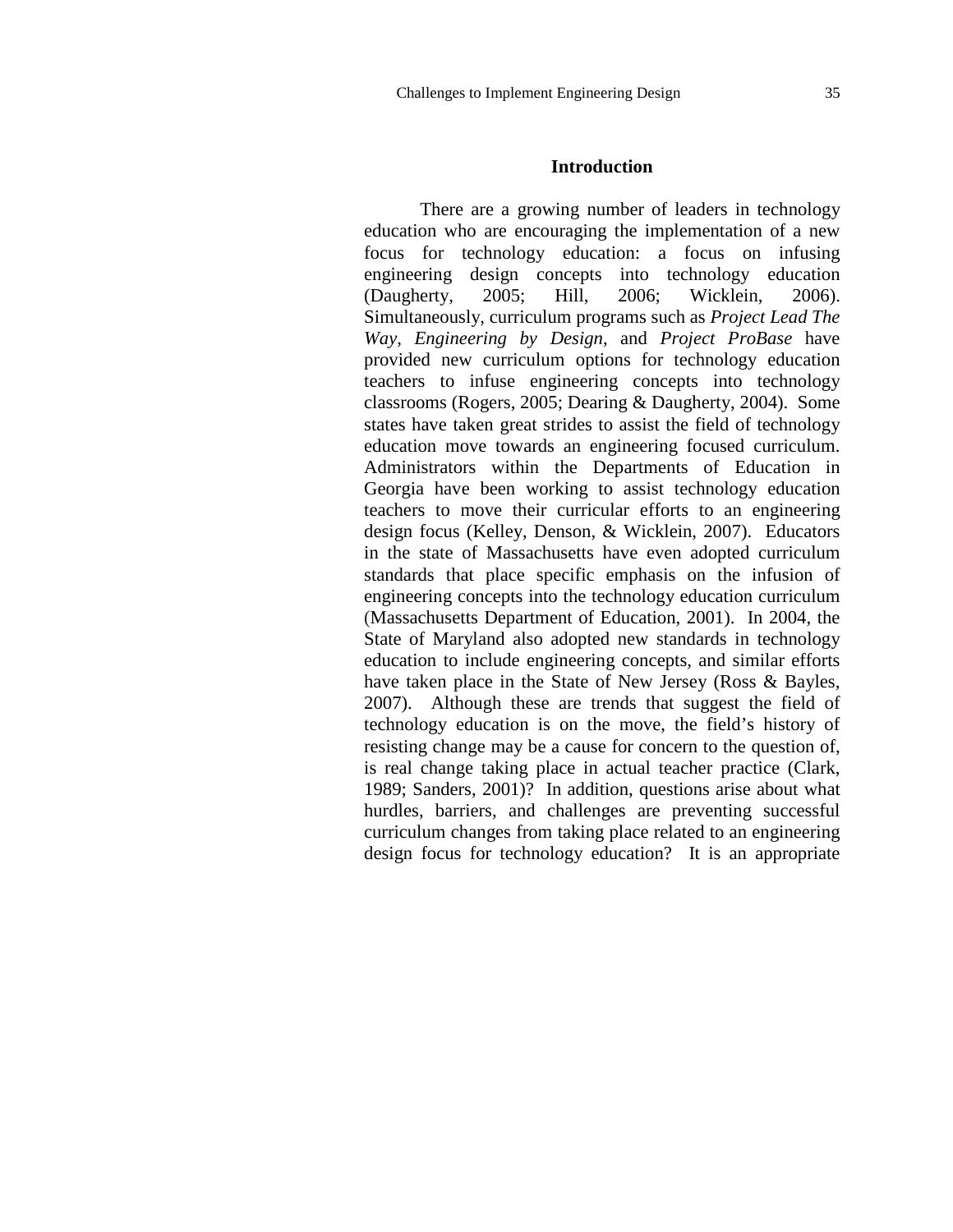## Introduction

There are a growing number of leaders in technology education who are encouraging the implementation of a new focus for technology education: a focus on infusing engineering design concepts into technology education (Daugherty, 2005; Hill, 2006; Wicklein, 2006). Simultaneously, curriculum programs such as *Project Lead The Way*, *Engineering by Design*, and *Project ProBase* have provided new curriculum options for technology education teachers to infuse engineering concepts into technology classrooms (Rogers, 2005; Dearing & Daugherty, 2004). Some states have taken great strides to assist the field of technology education move towards an engineering focused curriculum. Administrators within the Departments of Education in Georgia have been working to assist technology education teachers to move their curricular efforts to an engineering design focus (Kelley, Denson, & Wicklein, 2007). Educators in the state of Massachusetts have even adopted curriculum standards that place specific emphasis on the infusion of engineering concepts into the technology education curriculum (Massachusetts Department of Education, 2001). In 2004, the State of Maryland also adopted new standards in technology education to include engineering concepts, and similar efforts have taken place in the State of New Jersey (Ross & Bayles, 2007). Although these are trends that suggest the field of technology education is on the move, the field's history of resisting change may be a cause for concern to the question of, is real change taking place in actual teacher practice (Clark, 1989; Sanders, 2001)? In addition, questions arise about what hurdles, barriers, and challenges are preventing successful curriculum changes from taking place related to an engineering design focus for technology education? It is an appropriate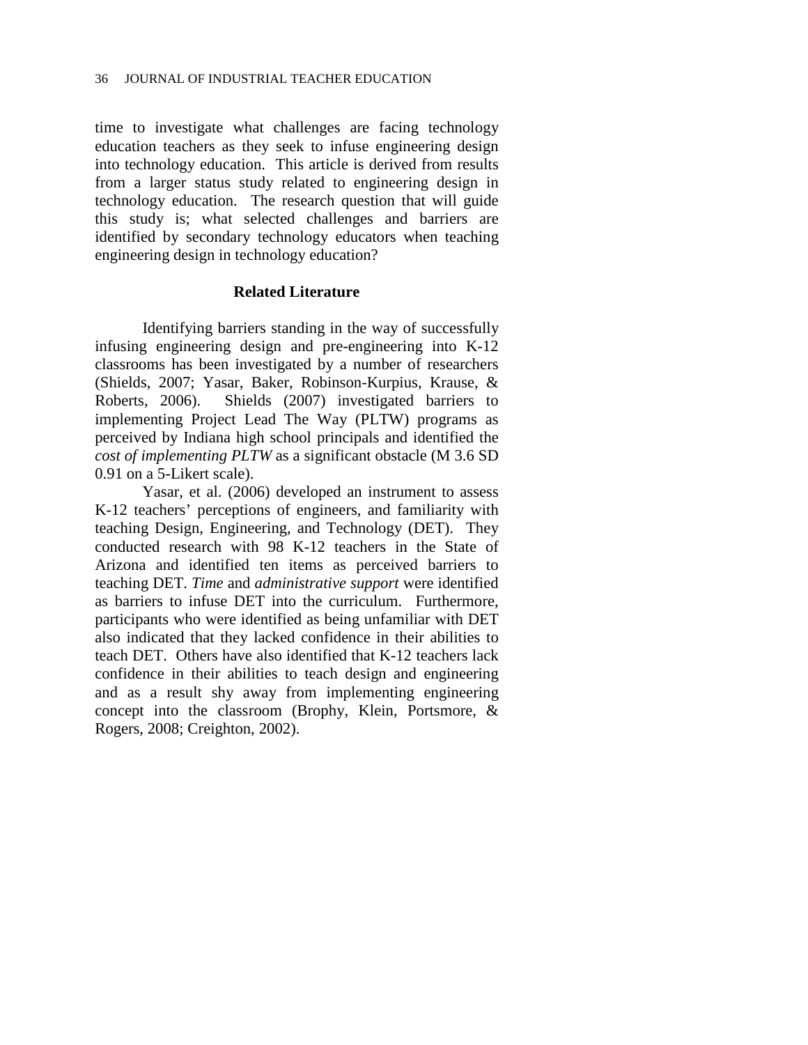time to investigate what challenges are facing technology education teachers as they seek to infuse engineering design into technology education. This article is derived from results from a larger status study related to engineering design in technology education. The research question that will guide this study is; what selected challenges and barriers are identified by secondary technology educators when teaching engineering design in technology education?

## Related Literature

Identifying barriers standing in the way of successfully infusing engineering design and pre-engineering into K-12 classrooms has been investigated by a number of researchers (Shields, 2007; Yasar, Baker, Robinson-Kurpius, Krause, & Roberts, 2006). Shields (2007) investigated barriers to implementing Project Lead The Way (PLTW) programs as perceived by Indiana high school principals and identified the *cost of implementing PLTW* as a significant obstacle (M 3.6 SD 0.91 on a 5-Likert scale).

Yasar, et al. (2006) developed an instrument to assess K-12 teachers' perceptions of engineers, and familiarity with teaching Design, Engineering, and Technology (DET). They conducted research with 98 K-12 teachers in the State of Arizona and identified ten items as perceived barriers to teaching DET. *Time* and *administrative support* were identified as barriers to infuse DET into the curriculum. Furthermore, participants who were identified as being unfamiliar with DET also indicated that they lacked confidence in their abilities to teach DET. Others have also identified that K-12 teachers lack confidence in their abilities to teach design and engineering and as a result shy away from implementing engineering concept into the classroom (Brophy, Klein, Portsmore, & Rogers, 2008; Creighton, 2002).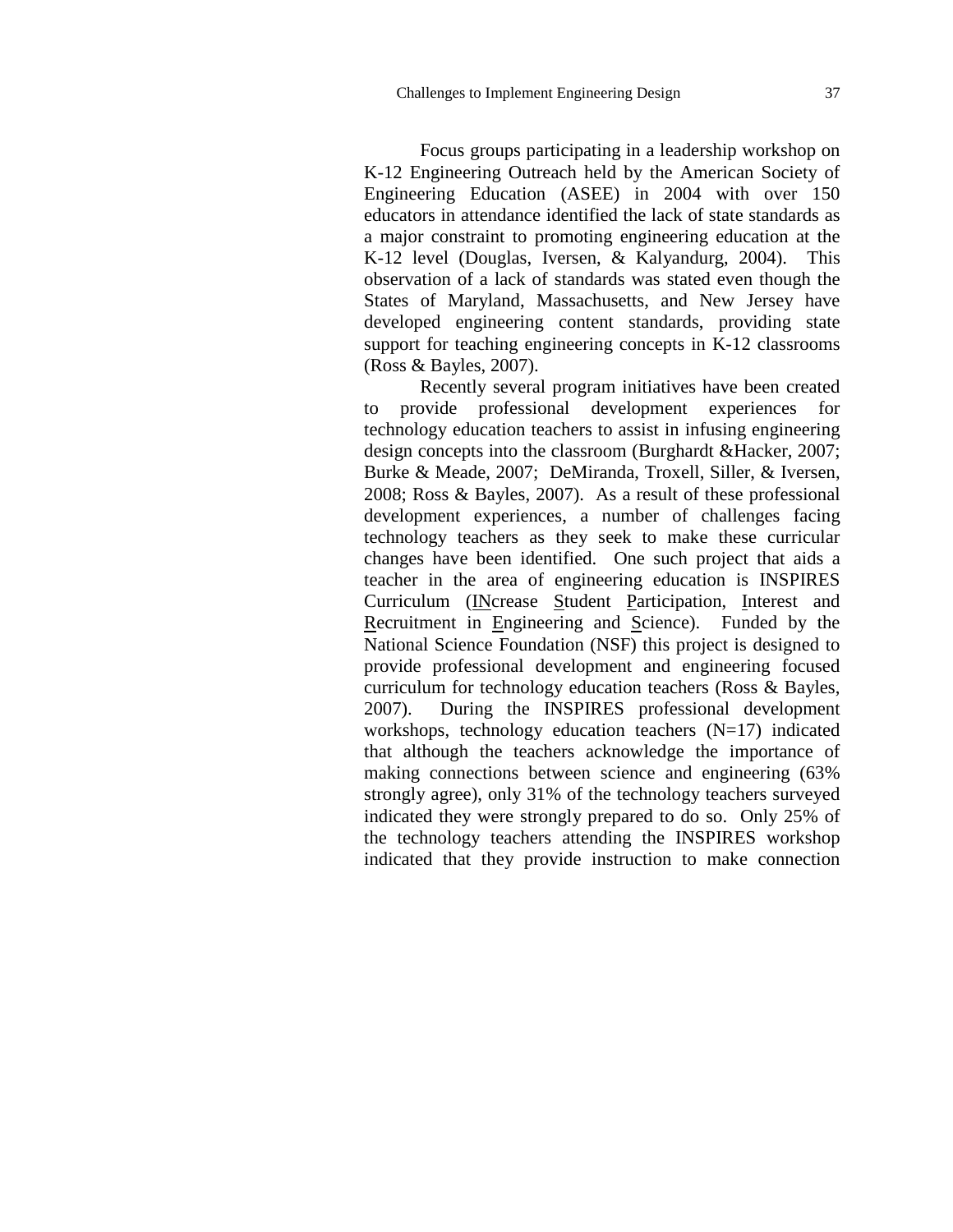Focus groups participating in a leadership workshop on K-12 Engineering Outreach held by the American Society of Engineering Education (ASEE) in 2004 with over 150 educators in attendance identified the lack of state standards as a major constraint to promoting engineering education at the K-12 level (Douglas, Iversen, & Kalyandurg, 2004). This observation of a lack of standards was stated even though the States of Maryland, Massachusetts, and New Jersey have developed engineering content standards, providing state support for teaching engineering concepts in K-12 classrooms (Ross & Bayles, 2007).

Recently several program initiatives have been created to provide professional development experiences for technology education teachers to assist in infusing engineering design concepts into the classroom (Burghardt &Hacker, 2007; Burke & Meade, 2007; DeMiranda, Troxell, Siller, & Iversen, 2008; Ross & Bayles, 2007). As a result of these professional development experiences, a number of challenges facing technology teachers as they seek to make these curricular changes have been identified. One such project that aids a teacher in the area of engineering education is INSPIRES Curriculum (<u>IN</u>crease <u>S</u>tudent <u>P</u>articipation, <u>I</u>nterest and <u>R</u>ecruitment in <u>E</u>ngineering and <u>S</u>cience). Funded by the National Science Foundation (NSF) this project is designed to provide professional development and engineering focused curriculum for technology education teachers (Ross & Bayles, 2007). During the INSPIRES professional development workshops, technology education teachers (N=17) indicated that although the teachers acknowledge the importance of making connections between science and engineering (63% strongly agree), only 31% of the technology teachers surveyed indicated they were strongly prepared to do so. Only 25% of the technology teachers attending the INSPIRES workshop indicated that they provide instruction to make connection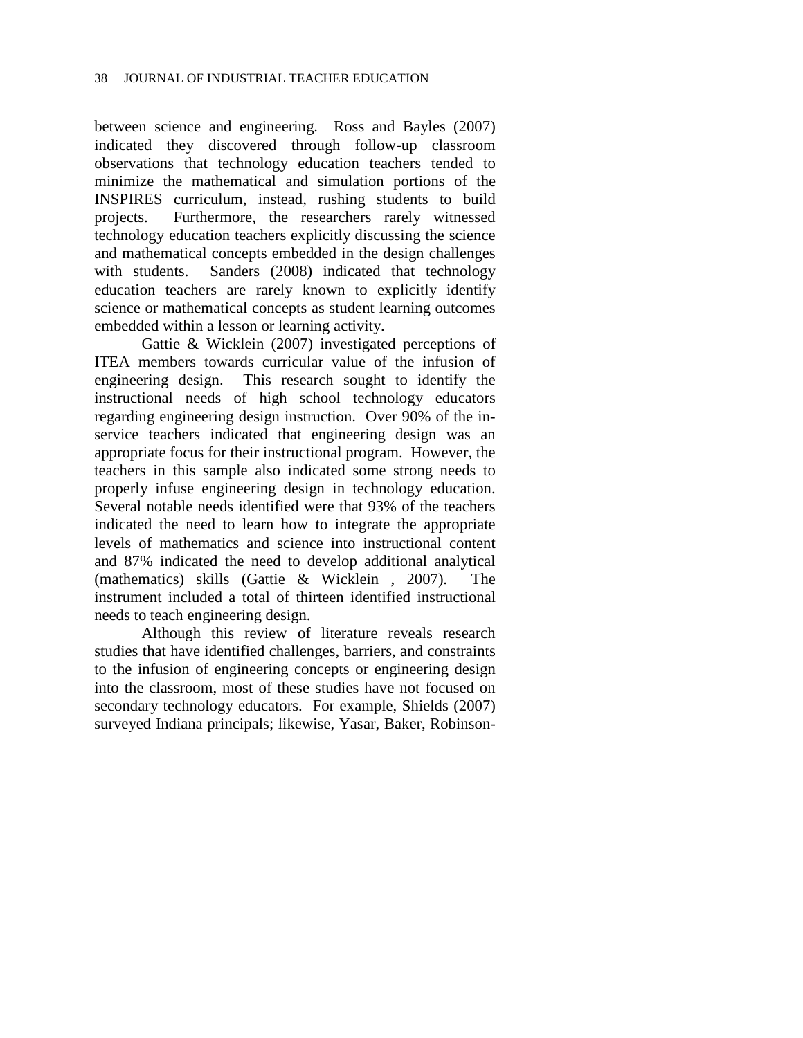between science and engineering. Ross and Bayles (2007) indicated they discovered through follow-up classroom observations that technology education teachers tended to minimize the mathematical and simulation portions of the INSPIRES curriculum, instead, rushing students to build projects. Furthermore, the researchers rarely witnessed technology education teachers explicitly discussing the science and mathematical concepts embedded in the design challenges with students. Sanders (2008) indicated that technology education teachers are rarely known to explicitly identify science or mathematical concepts as student learning outcomes embedded within a lesson or learning activity.

Gattie & Wicklein (2007) investigated perceptions of ITEA members towards curricular value of the infusion of engineering design. This research sought to identify the instructional needs of high school technology educators regarding engineering design instruction. Over 90% of the in-service teachers indicated that engineering design was an appropriate focus for their instructional program. However, the teachers in this sample also indicated some strong needs to properly infuse engineering design in technology education. Several notable needs identified were that 93% of the teachers indicated the need to learn how to integrate the appropriate levels of mathematics and science into instructional content and 87% indicated the need to develop additional analytical (mathematics) skills (Gattie & Wicklein , 2007). The instrument included a total of thirteen identified instructional needs to teach engineering design.

Although this review of literature reveals research studies that have identified challenges, barriers, and constraints to the infusion of engineering concepts or engineering design into the classroom, most of these studies have not focused on secondary technology educators. For example, Shields (2007) surveyed Indiana principals; likewise, Yasar, Baker, Robinson-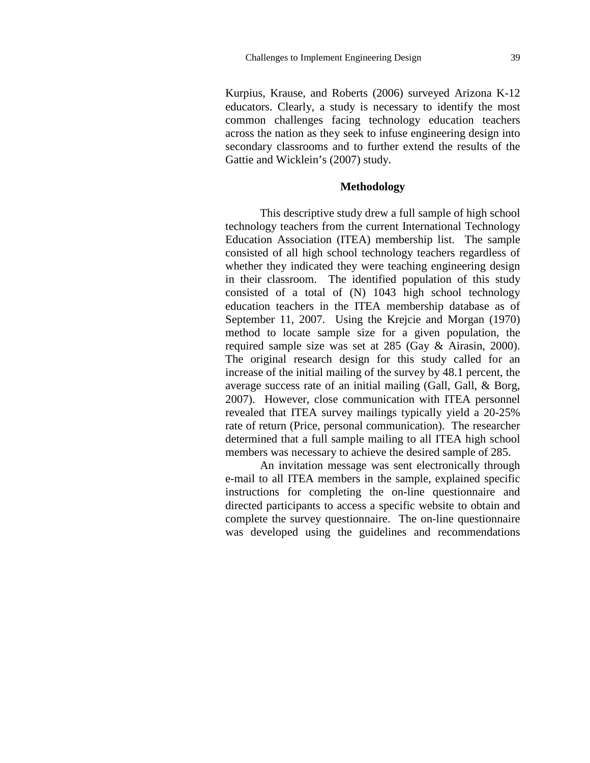Kurpius, Krause, and Roberts (2006) surveyed Arizona K-12 educators. Clearly, a study is necessary to identify the most common challenges facing technology education teachers across the nation as they seek to infuse engineering design into secondary classrooms and to further extend the results of the Gattie and Wicklein's (2007) study.

## Methodology

This descriptive study drew a full sample of high school technology teachers from the current International Technology Education Association (ITEA) membership list. The sample consisted of all high school technology teachers regardless of whether they indicated they were teaching engineering design in their classroom. The identified population of this study consisted of a total of (N) 1043 high school technology education teachers in the ITEA membership database as of September 11, 2007. Using the Krejcie and Morgan (1970) method to locate sample size for a given population, the required sample size was set at 285 (Gay & Airasin, 2000). The original research design for this study called for an increase of the initial mailing of the survey by 48.1 percent, the average success rate of an initial mailing (Gall, Gall, & Borg, 2007). However, close communication with ITEA personnel revealed that ITEA survey mailings typically yield a 20-25% rate of return (Price, personal communication). The researcher determined that a full sample mailing to all ITEA high school members was necessary to achieve the desired sample of 285.

An invitation message was sent electronically through e-mail to all ITEA members in the sample, explained specific instructions for completing the on-line questionnaire and directed participants to access a specific website to obtain and complete the survey questionnaire. The on-line questionnaire was developed using the guidelines and recommendations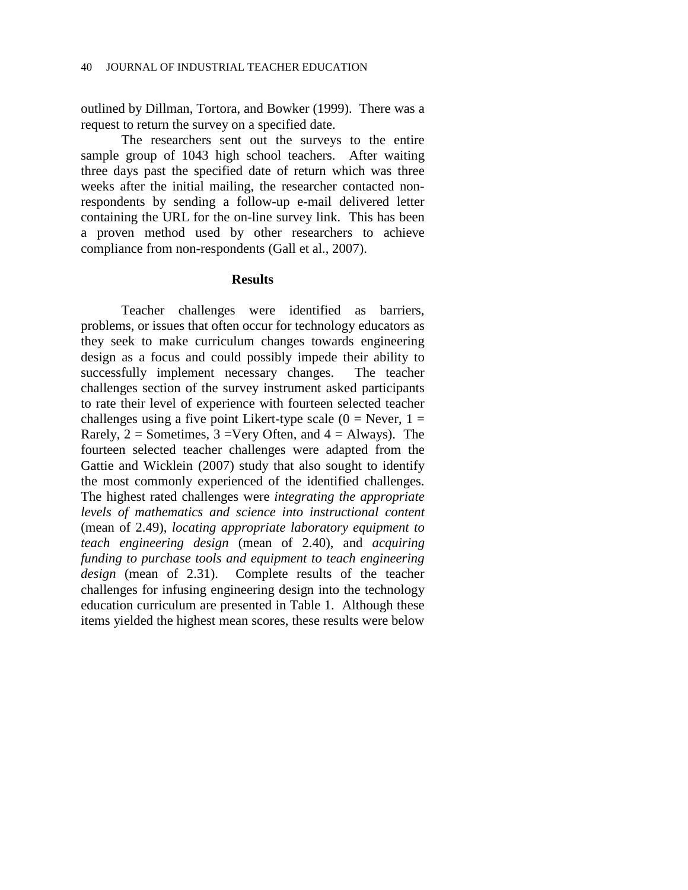outlined by Dillman, Tortora, and Bowker (1999). There was a request to return the survey on a specified date.

The researchers sent out the surveys to the entire sample group of 1043 high school teachers. After waiting three days past the specified date of return which was three weeks after the initial mailing, the researcher contacted non-respondents by sending a follow-up e-mail delivered letter containing the URL for the on-line survey link. This has been a proven method used by other researchers to achieve compliance from non-respondents (Gall et al., 2007).

## Results

Teacher challenges were identified as barriers, problems, or issues that often occur for technology educators as they seek to make curriculum changes towards engineering design as a focus and could possibly impede their ability to successfully implement necessary changes. The teacher challenges section of the survey instrument asked participants to rate their level of experience with fourteen selected teacher challenges using a five point Likert-type scale (0 = Never, 1 = Rarely, 2 = Sometimes, 3 =Very Often, and 4 = Always). The fourteen selected teacher challenges were adapted from the Gattie and Wicklein (2007) study that also sought to identify the most commonly experienced of the identified challenges. The highest rated challenges were *integrating the appropriate levels of mathematics and science into instructional content* (mean of 2.49), *locating appropriate laboratory equipment to teach engineering design* (mean of 2.40), and *acquiring funding to purchase tools and equipment to teach engineering design* (mean of 2.31). Complete results of the teacher challenges for infusing engineering design into the technology education curriculum are presented in Table 1. Although these items yielded the highest mean scores, these results were below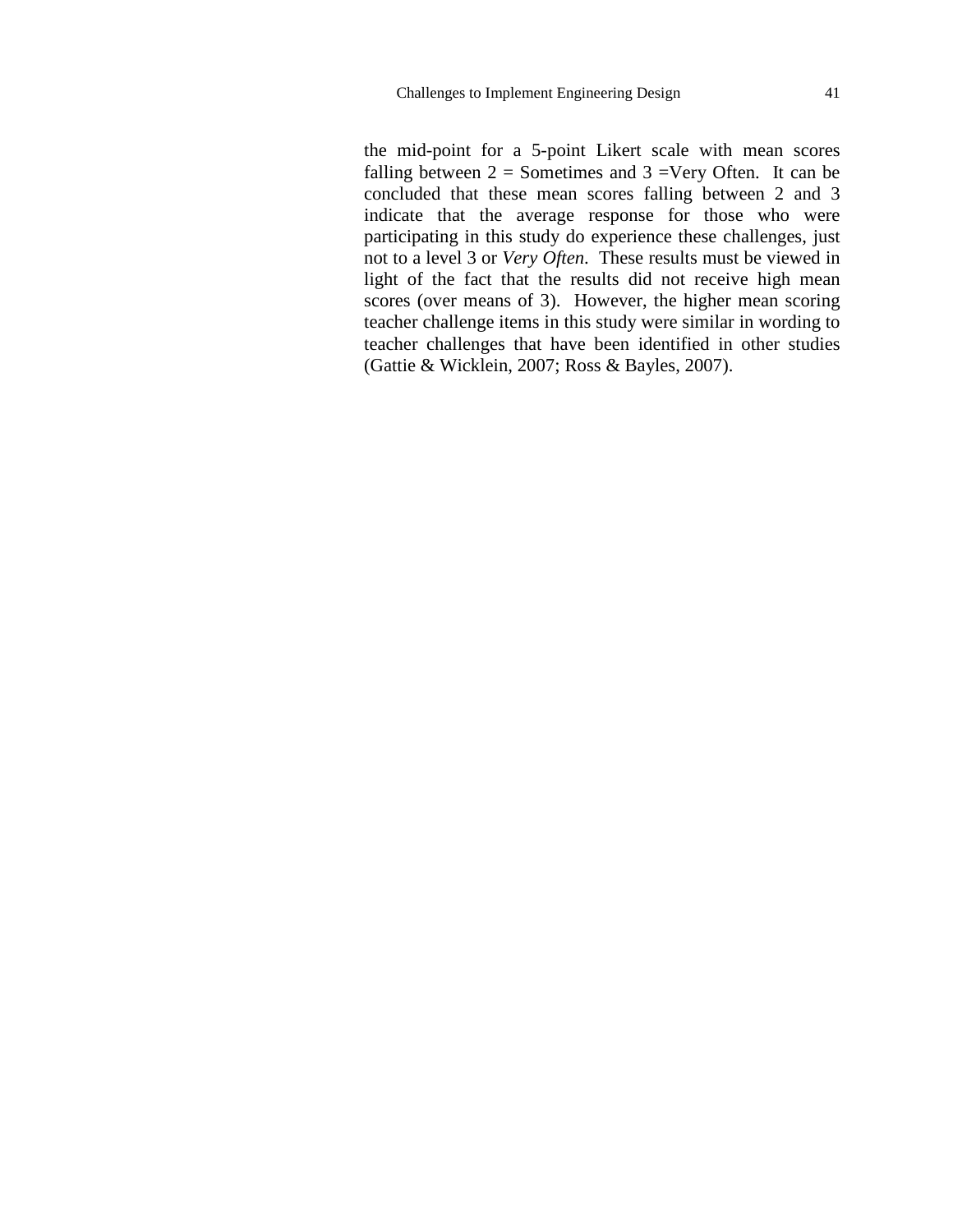the mid-point for a 5-point Likert scale with mean scores falling between 2 = Sometimes and 3 =Very Often. It can be concluded that these mean scores falling between 2 and 3 indicate that the average response for those who were participating in this study do experience these challenges, just not to a level 3 or *Very Often*. These results must be viewed in light of the fact that the results did not receive high mean scores (over means of 3). However, the higher mean scoring teacher challenge items in this study were similar in wording to teacher challenges that have been identified in other studies (Gattie & Wicklein, 2007; Ross & Bayles, 2007).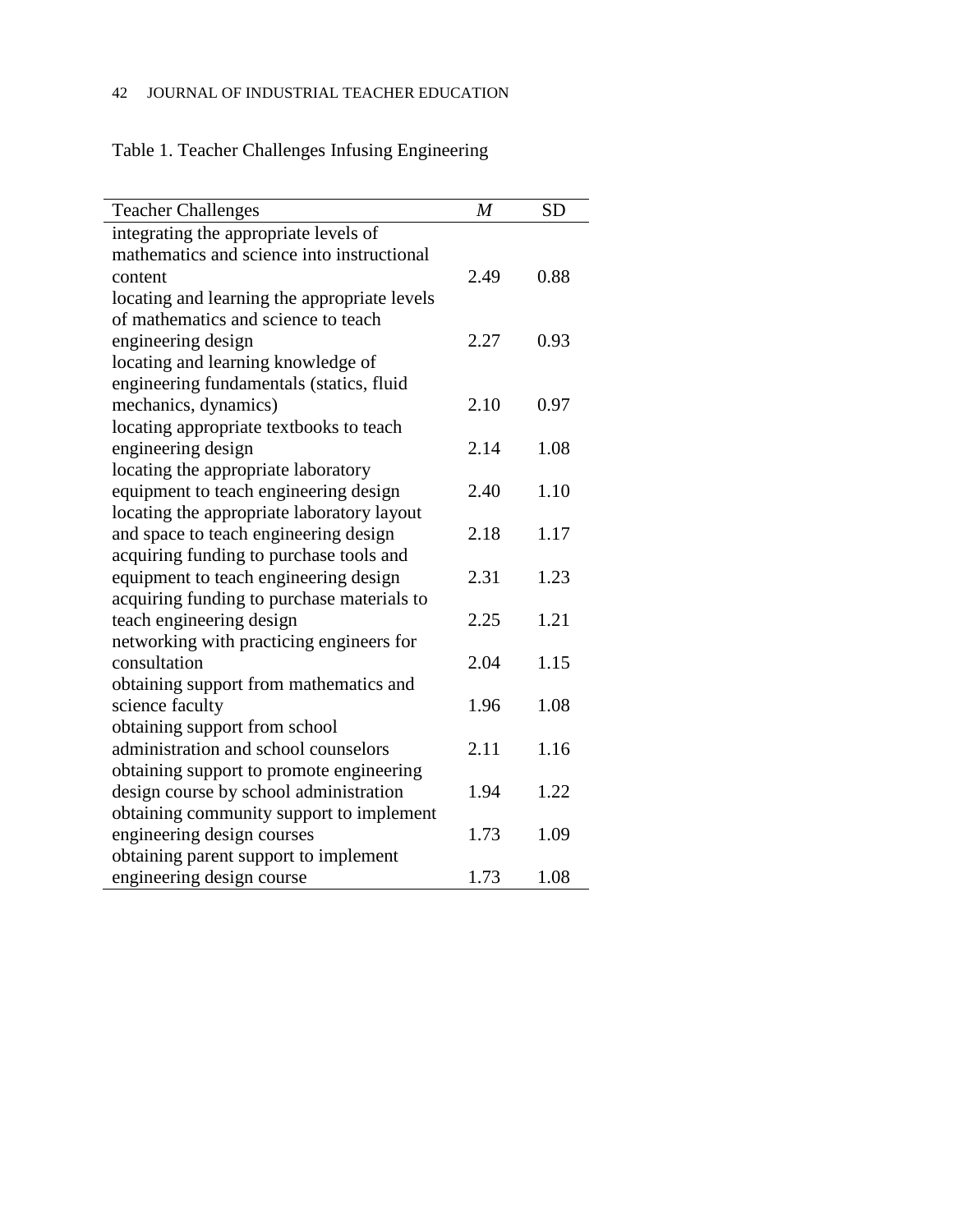Table 1. Teacher Challenges Infusing Engineering

| Teacher Challenges | *M* | SD |
|---|---|---|
| integrating the appropriate levels of mathematics and science into instructional content | 2.49 | 0.88 |
| locating and learning the appropriate levels of mathematics and science to teach engineering design | 2.27 | 0.93 |
| locating and learning knowledge of engineering fundamentals (statics, fluid mechanics, dynamics) | 2.10 | 0.97 |
| locating appropriate textbooks to teach engineering design | 2.14 | 1.08 |
| locating the appropriate laboratory equipment to teach engineering design | 2.40 | 1.10 |
| locating the appropriate laboratory layout and space to teach engineering design | 2.18 | 1.17 |
| acquiring funding to purchase tools and equipment to teach engineering design | 2.31 | 1.23 |
| acquiring funding to purchase materials to teach engineering design | 2.25 | 1.21 |
| networking with practicing engineers for consultation | 2.04 | 1.15 |
| obtaining support from mathematics and science faculty | 1.96 | 1.08 |
| obtaining support from school administration and school counselors | 2.11 | 1.16 |
| obtaining support to promote engineering design course by school administration | 1.94 | 1.22 |
| obtaining community support to implement engineering design courses | 1.73 | 1.09 |
| obtaining parent support to implement engineering design course | 1.73 | 1.08 |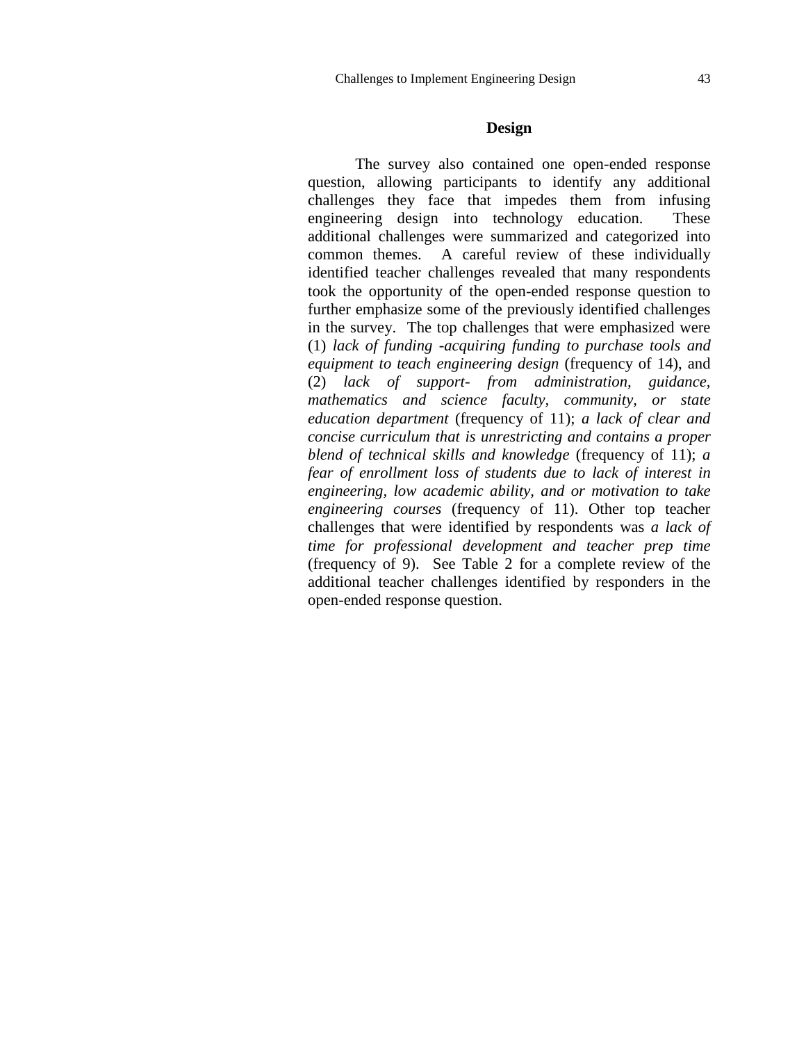## Design

The survey also contained one open-ended response question, allowing participants to identify any additional challenges they face that impedes them from infusing engineering design into technology education. These additional challenges were summarized and categorized into common themes. A careful review of these individually identified teacher challenges revealed that many respondents took the opportunity of the open-ended response question to further emphasize some of the previously identified challenges in the survey. The top challenges that were emphasized were (1) *lack of funding -acquiring funding to purchase tools and equipment to teach engineering design* (frequency of 14), and (2) *lack of support- from administration, guidance, mathematics and science faculty, community, or state education department* (frequency of 11); *a lack of clear and concise curriculum that is unrestricting and contains a proper blend of technical skills and knowledge* (frequency of 11); *a fear of enrollment loss of students due to lack of interest in engineering, low academic ability, and or motivation to take engineering courses* (frequency of 11). Other top teacher challenges that were identified by respondents was *a lack of time for professional development and teacher prep time* (frequency of 9). See Table 2 for a complete review of the additional teacher challenges identified by responders in the open-ended response question.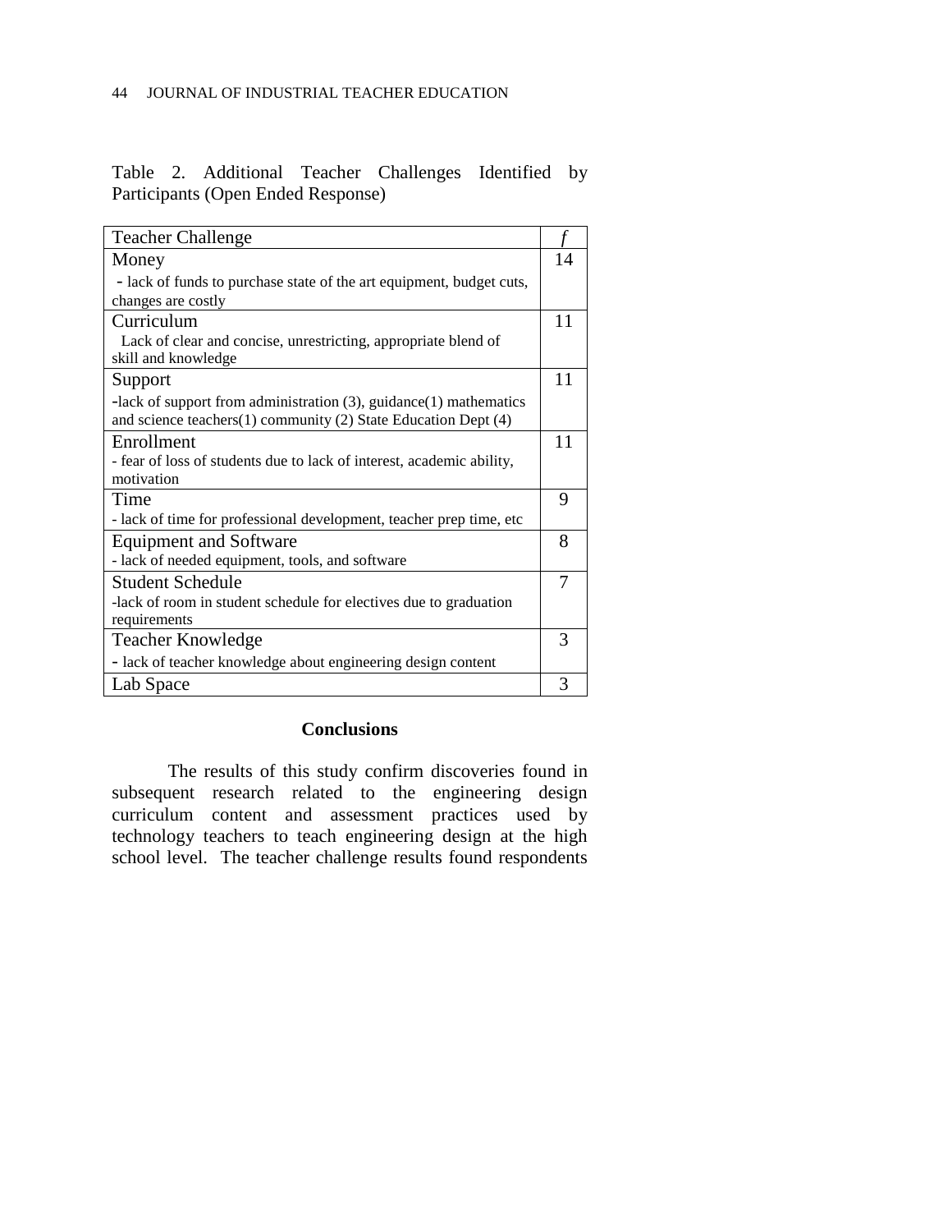Table 2. Additional Teacher Challenges Identified by Participants (Open Ended Response)

| Teacher Challenge | *f* |
|---|---|
| Money<br>- lack of funds to purchase state of the art equipment, budget cuts, changes are costly | 14 |
| Curriculum<br>Lack of clear and concise, unrestricting, appropriate blend of skill and knowledge | 11 |
| Support<br>-lack of support from administration (3), guidance(1) mathematics and science teachers(1) community (2) State Education Dept (4) | 11 |
| Enrollment<br>- fear of loss of students due to lack of interest, academic ability, motivation | 11 |
| Time<br>- lack of time for professional development, teacher prep time, etc | 9 |
| Equipment and Software<br>- lack of needed equipment, tools, and software | 8 |
| Student Schedule<br>-lack of room in student schedule for electives due to graduation requirements | 7 |
| Teacher Knowledge<br>- lack of teacher knowledge about engineering design content | 3 |
| Lab Space | 3 |

## Conclusions

The results of this study confirm discoveries found in subsequent research related to the engineering design curriculum content and assessment practices used by technology teachers to teach engineering design at the high school level. The teacher challenge results found respondents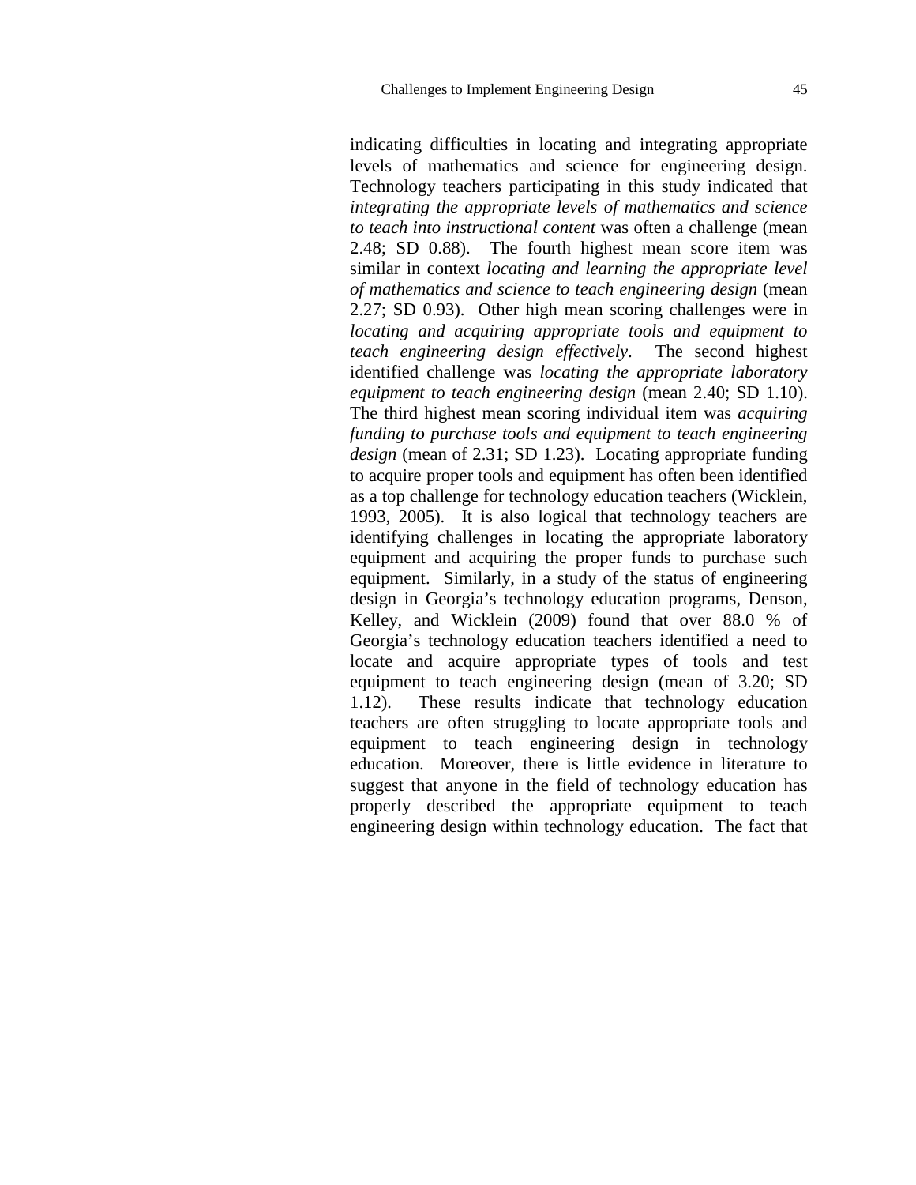indicating difficulties in locating and integrating appropriate levels of mathematics and science for engineering design. Technology teachers participating in this study indicated that *integrating the appropriate levels of mathematics and science to teach into instructional content* was often a challenge (mean 2.48; SD 0.88). The fourth highest mean score item was similar in context *locating and learning the appropriate level of mathematics and science to teach engineering design* (mean 2.27; SD 0.93). Other high mean scoring challenges were in *locating and acquiring appropriate tools and equipment to teach engineering design effectively*. The second highest identified challenge was *locating the appropriate laboratory equipment to teach engineering design* (mean 2.40; SD 1.10). The third highest mean scoring individual item was *acquiring funding to purchase tools and equipment to teach engineering design* (mean of 2.31; SD 1.23). Locating appropriate funding to acquire proper tools and equipment has often been identified as a top challenge for technology education teachers (Wicklein, 1993, 2005). It is also logical that technology teachers are identifying challenges in locating the appropriate laboratory equipment and acquiring the proper funds to purchase such equipment. Similarly, in a study of the status of engineering design in Georgia's technology education programs, Denson, Kelley, and Wicklein (2009) found that over 88.0 % of Georgia's technology education teachers identified a need to locate and acquire appropriate types of tools and test equipment to teach engineering design (mean of 3.20; SD 1.12). These results indicate that technology education teachers are often struggling to locate appropriate tools and equipment to teach engineering design in technology education. Moreover, there is little evidence in literature to suggest that anyone in the field of technology education has properly described the appropriate equipment to teach engineering design within technology education. The fact that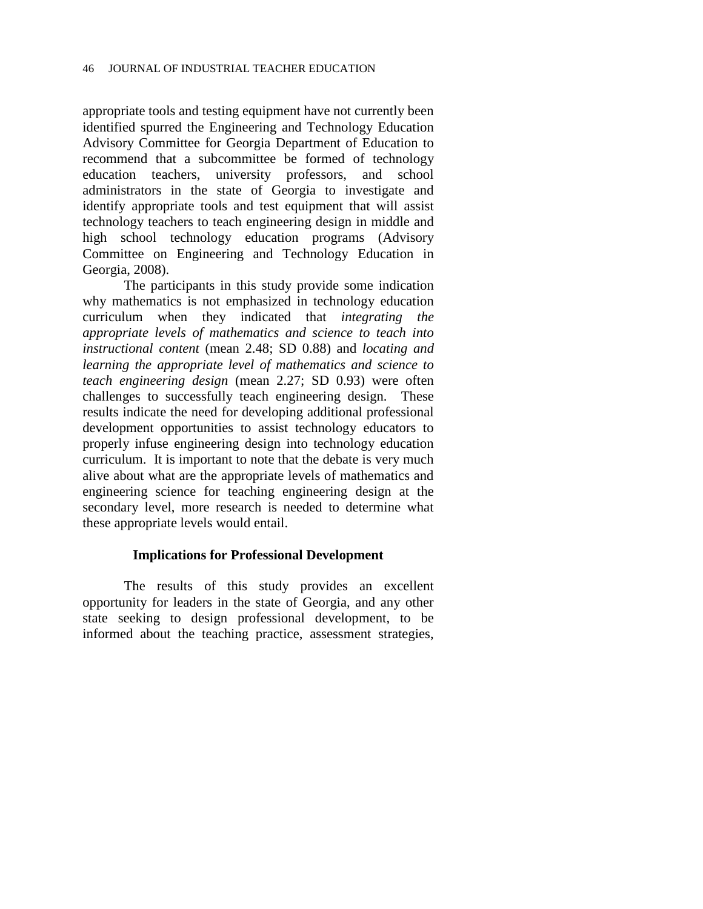appropriate tools and testing equipment have not currently been identified spurred the Engineering and Technology Education Advisory Committee for Georgia Department of Education to recommend that a subcommittee be formed of technology education teachers, university professors, and school administrators in the state of Georgia to investigate and identify appropriate tools and test equipment that will assist technology teachers to teach engineering design in middle and high school technology education programs (Advisory Committee on Engineering and Technology Education in Georgia, 2008).

The participants in this study provide some indication why mathematics is not emphasized in technology education curriculum when they indicated that *integrating the appropriate levels of mathematics and science to teach into instructional content* (mean 2.48; SD 0.88) and *locating and learning the appropriate level of mathematics and science to teach engineering design* (mean 2.27; SD 0.93) were often challenges to successfully teach engineering design. These results indicate the need for developing additional professional development opportunities to assist technology educators to properly infuse engineering design into technology education curriculum. It is important to note that the debate is very much alive about what are the appropriate levels of mathematics and engineering science for teaching engineering design at the secondary level, more research is needed to determine what these appropriate levels would entail.

## Implications for Professional Development

The results of this study provides an excellent opportunity for leaders in the state of Georgia, and any other state seeking to design professional development, to be informed about the teaching practice, assessment strategies,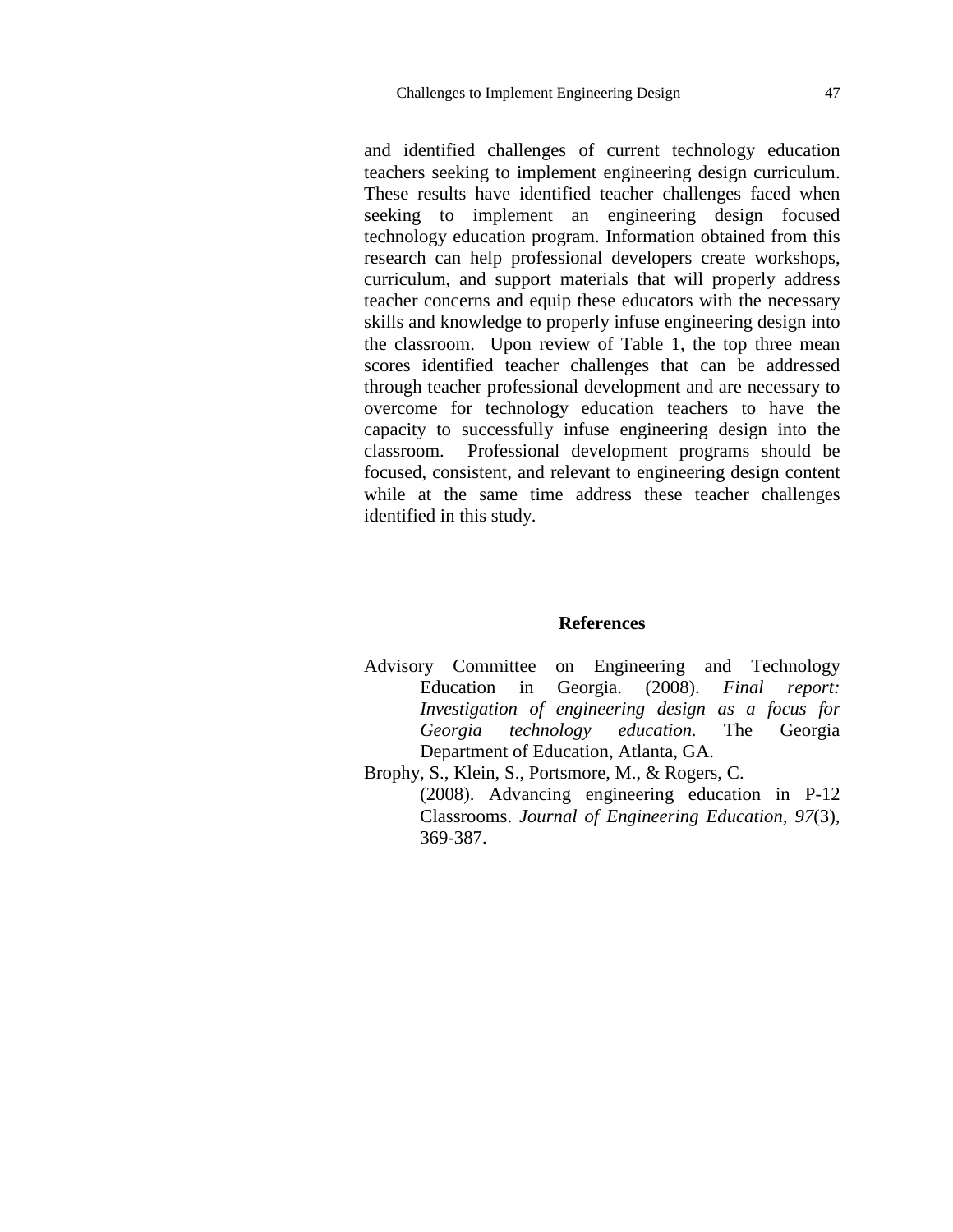and identified challenges of current technology education teachers seeking to implement engineering design curriculum. These results have identified teacher challenges faced when seeking to implement an engineering design focused technology education program. Information obtained from this research can help professional developers create workshops, curriculum, and support materials that will properly address teacher concerns and equip these educators with the necessary skills and knowledge to properly infuse engineering design into the classroom. Upon review of Table 1, the top three mean scores identified teacher challenges that can be addressed through teacher professional development and are necessary to overcome for technology education teachers to have the capacity to successfully infuse engineering design into the classroom. Professional development programs should be focused, consistent, and relevant to engineering design content while at the same time address these teacher challenges identified in this study.

## References

Advisory Committee on Engineering and Technology Education in Georgia. (2008). *Final report: Investigation of engineering design as a focus for Georgia technology education.* The Georgia Department of Education, Atlanta, GA.

Brophy, S., Klein, S., Portsmore, M., & Rogers, C. (2008). Advancing engineering education in P-12 Classrooms. *Journal of Engineering Education, 97*(3), 369-387.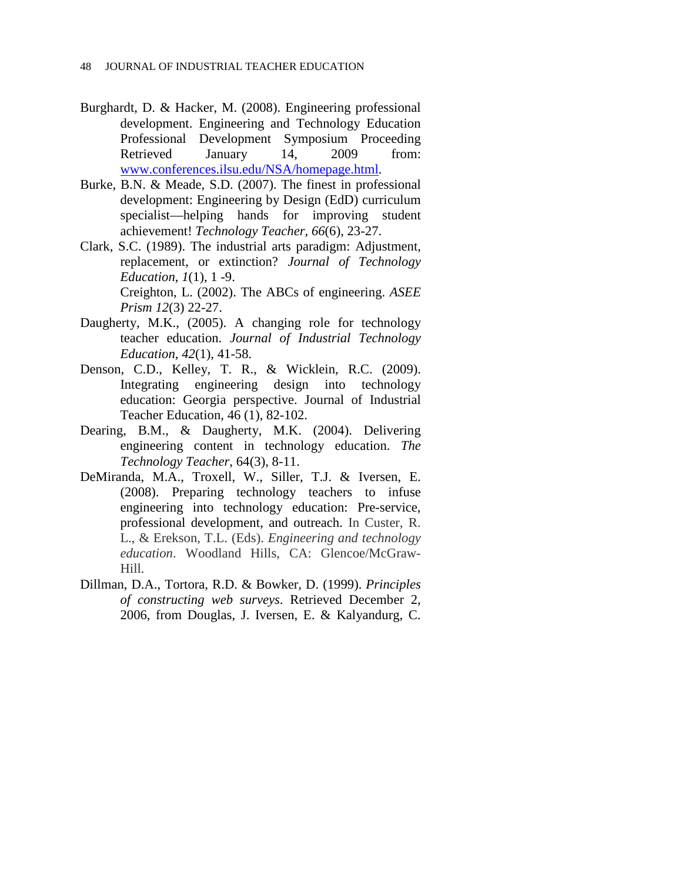Burghardt, D. & Hacker, M. (2008). Engineering professional development. Engineering and Technology Education Professional Development Symposium Proceeding Retrieved January 14, 2009 from: www.conferences.ilsu.edu/NSA/homepage.html.

Burke, B.N. & Meade, S.D. (2007). The finest in professional development: Engineering by Design (EdD) curriculum specialist—helping hands for improving student achievement! *Technology Teacher*, *66*(6), 23-27.

Clark, S.C. (1989). The industrial arts paradigm: Adjustment, replacement, or extinction? *Journal of Technology Education*, *1*(1), 1 -9.

Creighton, L. (2002). The ABCs of engineering. *ASEE Prism 12*(3) 22-27.

Daugherty, M.K., (2005). A changing role for technology teacher education. *Journal of Industrial Technology Education*, *42*(1), 41-58.

Denson, C.D., Kelley, T. R., & Wicklein, R.C. (2009). Integrating engineering design into technology education: Georgia perspective. Journal of Industrial Teacher Education, 46 (1), 82-102.

Dearing, B.M., & Daugherty, M.K. (2004). Delivering engineering content in technology education. *The Technology Teacher*, 64(3), 8-11.

DeMiranda, M.A., Troxell, W., Siller, T.J. & Iversen, E. (2008). Preparing technology teachers to infuse engineering into technology education: Pre-service, professional development, and outreach. In Custer, R. L., & Erekson, T.L. (Eds). *Engineering and technology education*. Woodland Hills, CA: Glencoe/McGraw-Hill.

Dillman, D.A., Tortora, R.D. & Bowker, D. (1999). *Principles of constructing web surveys*. Retrieved December 2, 2006, from Douglas, J. Iversen, E. & Kalyandurg, C.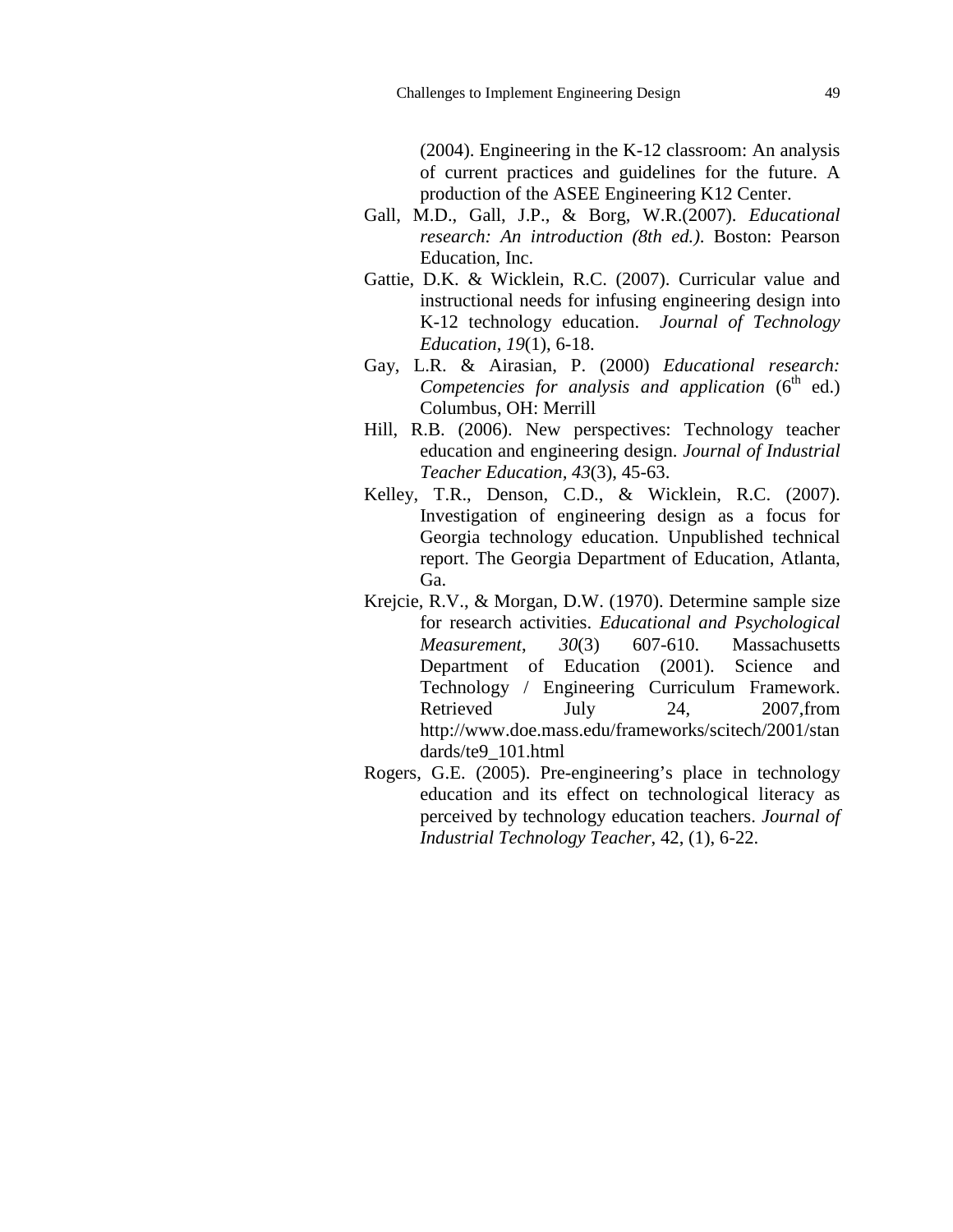(2004). Engineering in the K-12 classroom: An analysis of current practices and guidelines for the future. A production of the ASEE Engineering K12 Center.

Gall, M.D., Gall, J.P., & Borg, W.R.(2007). *Educational research: An introduction (8th ed.)*. Boston: Pearson Education, Inc.

Gattie, D.K. & Wicklein, R.C. (2007). Curricular value and instructional needs for infusing engineering design into K-12 technology education. *Journal of Technology Education*, *19*(1), 6-18.

Gay, L.R. & Airasian, P. (2000) *Educational research: Competencies for analysis and application* (6th ed.) Columbus, OH: Merrill

Hill, R.B. (2006). New perspectives: Technology teacher education and engineering design. *Journal of Industrial Teacher Education*, *43*(3), 45-63.

Kelley, T.R., Denson, C.D., & Wicklein, R.C. (2007). Investigation of engineering design as a focus for Georgia technology education. Unpublished technical report. The Georgia Department of Education, Atlanta, Ga.

Krejcie, R.V., & Morgan, D.W. (1970). Determine sample size for research activities. *Educational and Psychological Measurement*, *30*(3) 607-610. Massachusetts Department of Education (2001). Science and Technology / Engineering Curriculum Framework. Retrieved July 24, 2007,from http://www.doe.mass.edu/frameworks/scitech/2001/standards/te9_101.html

Rogers, G.E. (2005). Pre-engineering's place in technology education and its effect on technological literacy as perceived by technology education teachers. *Journal of Industrial Technology Teacher*, 42, (1), 6-22.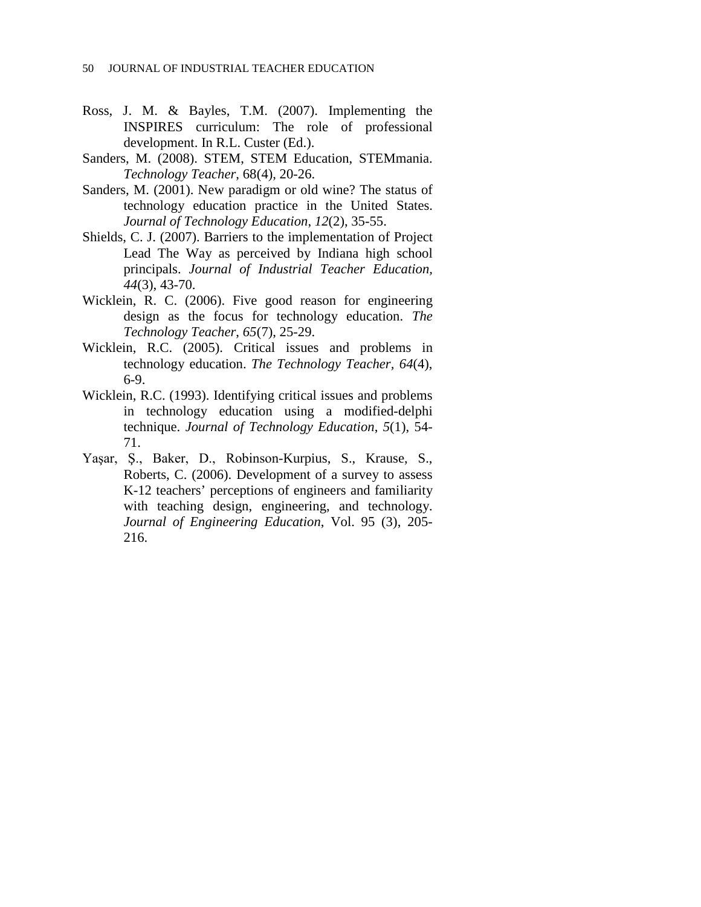Ross, J. M. & Bayles, T.M. (2007). Implementing the INSPIRES curriculum: The role of professional development. In R.L. Custer (Ed.).

Sanders, M. (2008). STEM, STEM Education, STEMmania. *Technology Teacher*, 68(4), 20-26.

Sanders, M. (2001). New paradigm or old wine? The status of technology education practice in the United States. *Journal of Technology Education*, *12*(2), 35-55.

Shields, C. J. (2007). Barriers to the implementation of Project Lead The Way as perceived by Indiana high school principals. *Journal of Industrial Teacher Education, 44*(3), 43-70.

Wicklein, R. C. (2006). Five good reason for engineering design as the focus for technology education. *The Technology Teacher*, *65*(7), 25-29.

Wicklein, R.C. (2005). Critical issues and problems in technology education. *The Technology Teacher*, *64*(4), 6-9.

Wicklein, R.C. (1993). Identifying critical issues and problems in technology education using a modified-delphi technique. *Journal of Technology Education*, *5*(1), 54-71.

Yaşar, Ş., Baker, D., Robinson-Kurpius, S., Krause, S., Roberts, C. (2006). Development of a survey to assess K-12 teachers' perceptions of engineers and familiarity with teaching design, engineering, and technology. *Journal of Engineering Education*, Vol. 95 (3), 205-216.